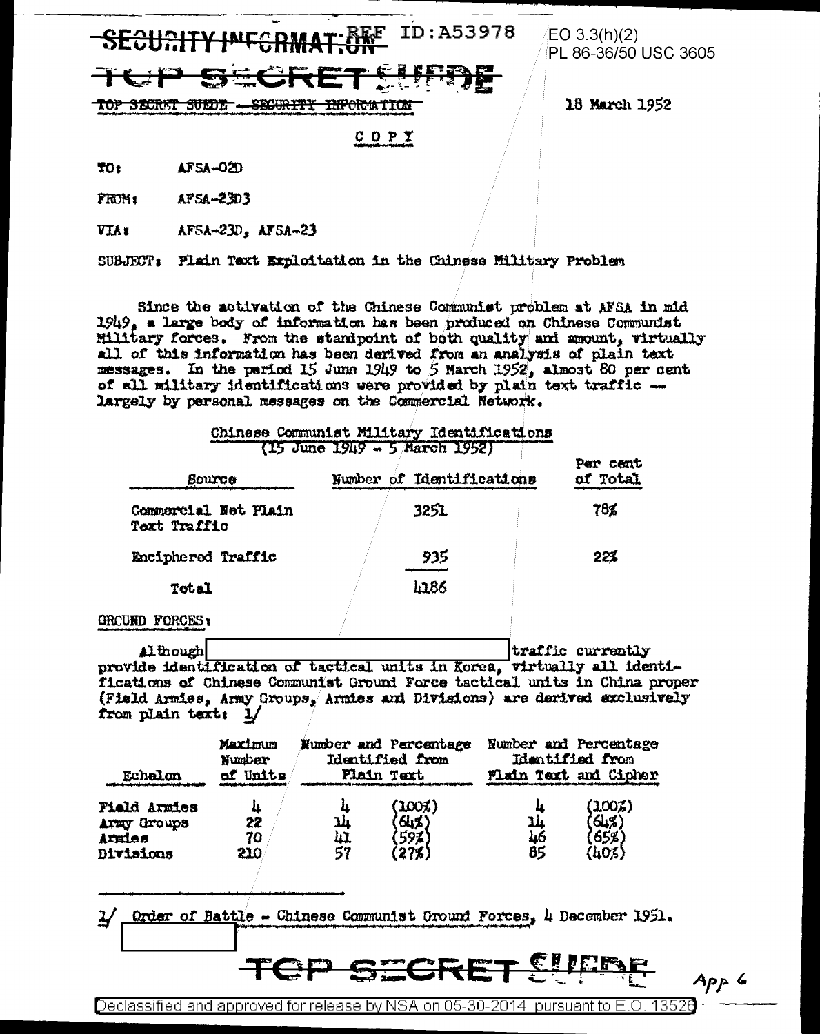SECURITY INFORMATION REF ID:A53978

EO 3.3(h)(2)
PL 86-36/50 USC 3605

TOP SECRET SUEDE

TOP SECRET SUEDE — SECURITY INFORMATION

18 March 1952

COPY

TO: AFSA-02D

FROM: AFSA-23D3

VIA: AFSA-23D, AFSA-23

SUBJECT: Plain Text Exploitation in the Chinese Military Problem

Since the activation of the Chinese Communist problem at AFSA in mid 1949, a large body of information has been produced on Chinese Communist Military forces. From the standpoint of both quality and amount, virtually all of this information has been derived from an analysis of plain text messages. In the period 15 June 1949 to 5 March 1952, almost 80 per cent of all military identifications were provided by plain text traffic — largely by personal messages on the Commercial Network.

Chinese Communist Military Identifications
(15 June 1949 - 5 March 1952)

| Source | Number of Identifications | Per cent of Total |
|---|---|---|
| Commercial Net Plain Text Traffic | 3251 | 78% |
| Enciphered Traffic | 935 | 22% |
| Total | 4186 | |

GROUND FORCES:

Although [REDACTED] traffic currently provide identification of tactical units in Korea, virtually all identifications of Chinese Communist Ground Force tactical units in China proper (Field Armies, Army Groups, Armies and Divisions) are derived exclusively from plain text: 1/

| Echelon | Maximum Number of Units | Number and Percentage Identified from Plain Text | | Number and Percentage Identified from Plain Text and Cipher | |
|---|---|---|---|---|---|
| Field Armies | 4 | 4 | (100%) | 4 | (100%) |
| Army Groups | 22 | 14 | (64%) | 14 | (64%) |
| Armies | 70 | 41 | (59%) | 46 | (65%) |
| Divisions | 210 | 57 | (27%) | 85 | (40%) |

1/ Order of Battle - Chinese Communist Ground Forces, 4 December 1951.
[REDACTED]

TOP SECRET SUEDE

App 6

Declassified and approved for release by NSA on 05-30-2014 pursuant to E.O. 13526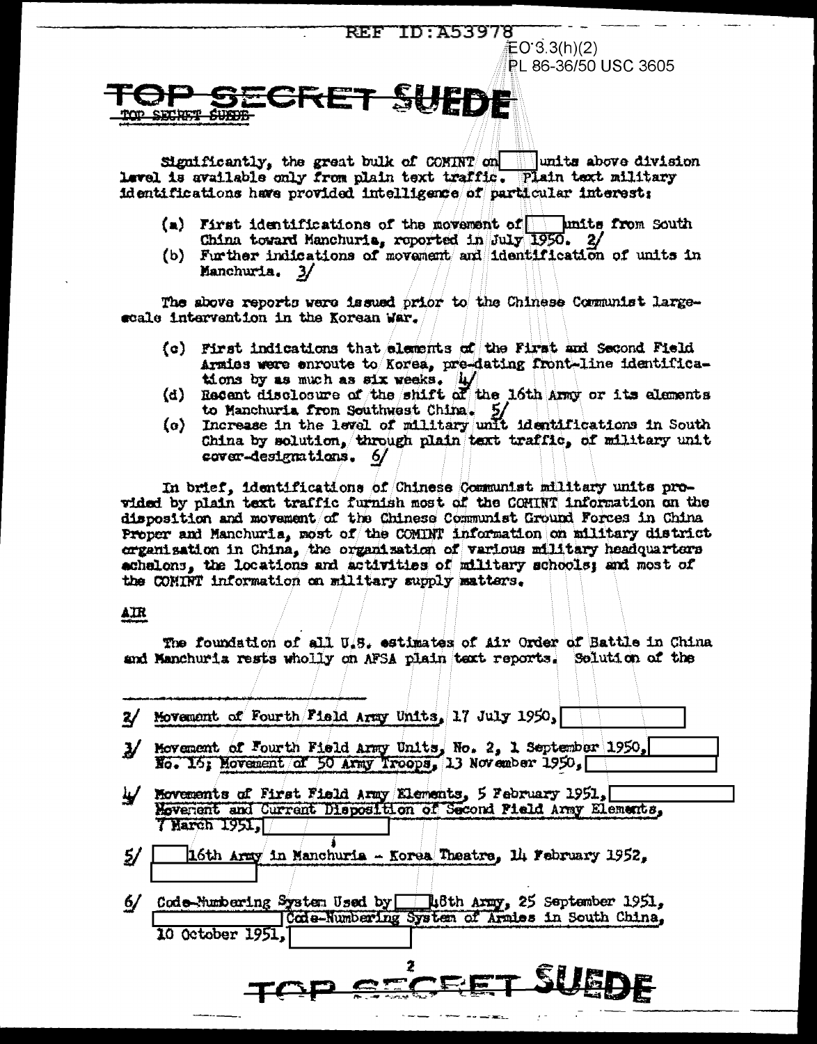REF ID:A53978

EO 3.3(h)(2)
PL 86-36/50 USC 3605

**TOP SECRET SUEDE**

Significantly, the great bulk of COMINT on [ ] units above division level is available only from plain text traffic. Plain text military identifications have provided intelligence of particular interest:

(a) First identifications of the movement of [ ] units from South China toward Manchuria, reported in July 1950. 2/
(b) Further indications of movement and identification of units in Manchuria. 3/

The above reports were issued prior to the Chinese Communist large-scale intervention in the Korean War.

(c) First indications that elements of the First and Second Field Armies were enroute to Korea, pre-dating front-line identifications by as much as six weeks. 4/
(d) Recent disclosure of the shift of the 16th Army or its elements to Manchuria from Southwest China. 5/
(e) Increase in the level of military unit identifications in South China by solution, through plain text traffic, of military unit cover-designations. 6/

In brief, identifications of Chinese Communist military units provided by plain text traffic furnish most of the COMINT information on the disposition and movement of the Chinese Communist Ground Forces in China Proper and Manchuria, most of the COMINT information on military district organization in China, the organization of various military headquarters echelons, the locations and activities of military schools; and most of the COMINT information on military supply matters.

## AIR

The foundation of all U.S. estimates of Air Order of Battle in China and Manchuria rests wholly on AFSA plain text reports. Solution of the

---

2/ Movement of Fourth Field Army Units, 17 July 1950, [ ]

3/ Movement of Fourth Field Army Units, No. 2, 1 September 1950, [ ] No. 16; Movement of 50 Army Troops, 13 November 1950, [ ]

4/ Movements of First Field Army Elements, 5 February 1951, [ ] Movement and Current Disposition of Second Field Army Elements, 7 March 1951, [ ]

5/ [ ] 16th Army in Manchuria - Korea Theatre, 14 February 1952, [ ]

6/ Code-Numbering System Used by [ ] 48th Army, 25 September 1951, [ ] Code-Numbering System of Armies in South China, 10 October 1951, [ ]

**TOP SECRET SUEDE**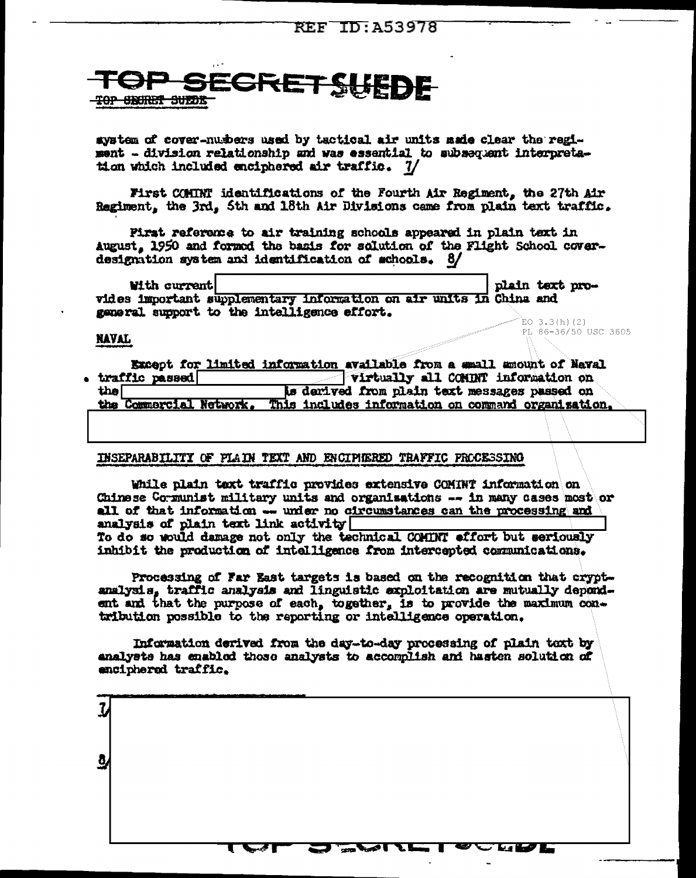system of cover-numbers used by tactical air units made clear the regiment - division relationship and was essential to subsequent interpretation which included enciphered air traffic. 7/

First COMINT identifications of the Fourth Air Regiment, the 27th Air Regiment, the 3rd, 5th and 18th Air Divisions came from plain text traffic.

First reference to air training schools appeared in plain text in August, 1950 and formed the basis for solution of the Flight School cover-designation system and identification of schools. 8/

With current [redacted] plain text provides important supplementary information on air units in China and general support to the intelligence effort.

EO 3.3(h)(2)
PL 86-36/50 USC 3605

**NAVAL**

Except for limited information available from a small amount of Naval traffic passed [redacted] virtually all COMINT information on the [redacted] is derived from plain text messages passed on the Commercial Network. This includes information on command organization, [redacted]

INSEPARABILITY OF PLAIN TEXT AND ENCIPHERED TRAFFIC PROCESSING

While plain text traffic provides extensive COMINT information on Chinese Communist military units and organizations -- in many cases most or all of that information -- under no circumstances can the processing and analysis of plain text link activity [redacted]
To do so would damage not only the technical COMINT effort but seriously inhibit the production of intelligence from intercepted communications.

Processing of Far East targets is based on the recognition that cryptanalysis, traffic analysis and linguistic exploitation are mutually dependent and that the purpose of each, together, is to provide the maximum contribution possible to the reporting or intelligence operation.

Information derived from the day-to-day processing of plain text by analysts has enabled those analysts to accomplish and hasten solution of enciphered traffic.

---

7/ [redacted]

8/ [redacted]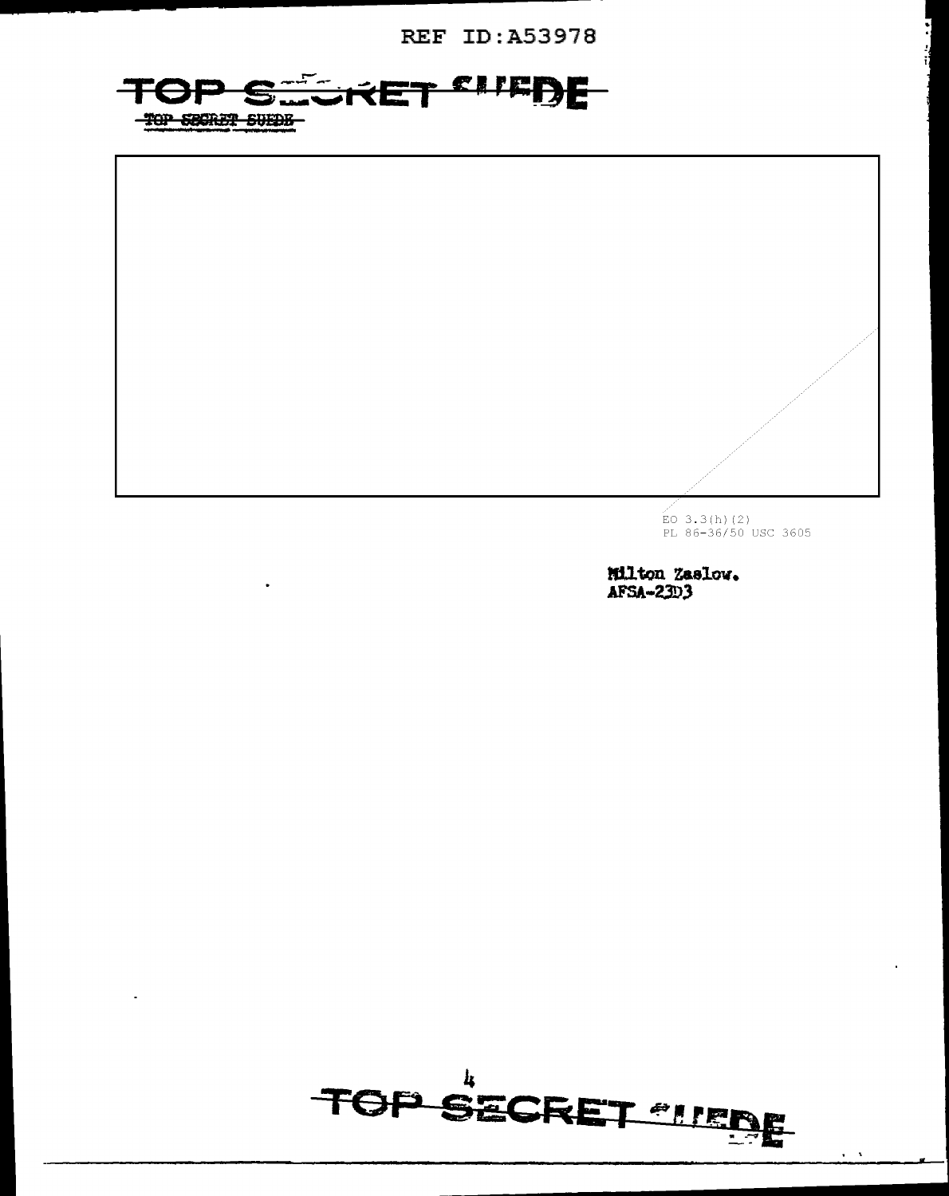EO 3.3(h)(2)
PL 86-36/50 USC 3605

Milton Zaslow.
AFSA-23D3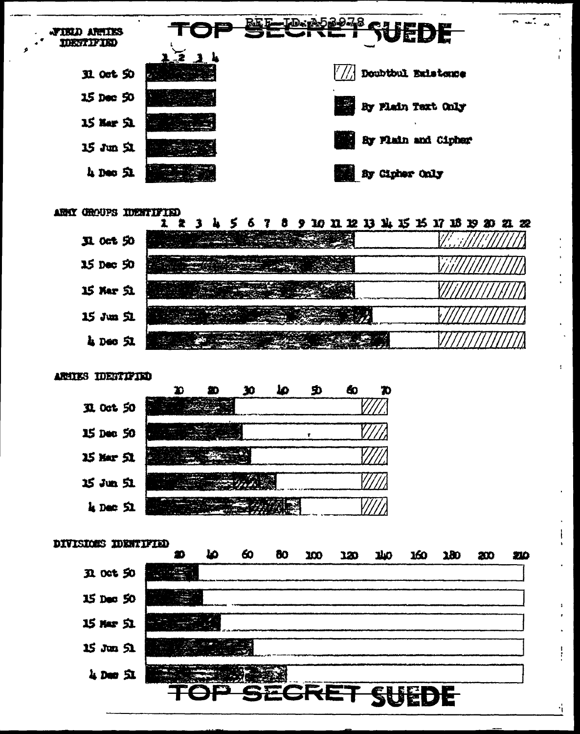TOP SECRET SUEDE

REF ID:A53978

FIELD ARMIES IDENTIFIED

1 2 3 4

31 Oct 50

15 Dec 50

15 Mar 51

15 Jun 51

4 Dec 51

- Doubtful Existence
- By Plain Text Only
- By Plain and Cipher
- By Cipher Only

ARMY GROUPS IDENTIFIED

1 2 3 4 5 6 7 8 9 10 11 12 13 14 15 16 17 18 19 20 21 22

31 Oct 50

15 Dec 50

15 Mar 51

15 Jun 51

4 Dec 51

ARMIES IDENTIFIED

10 20 30 40 50 60 70

31 Oct 50

15 Dec 50

15 Mar 51

15 Jun 51

4 Dec 51

DIVISIONS IDENTIFIED

20 40 60 80 100 120 140 160 180 200 210

31 Oct 50

15 Dec 50

15 Mar 51

15 Jun 51

4 Dec 51

TOP SECRET SUEDE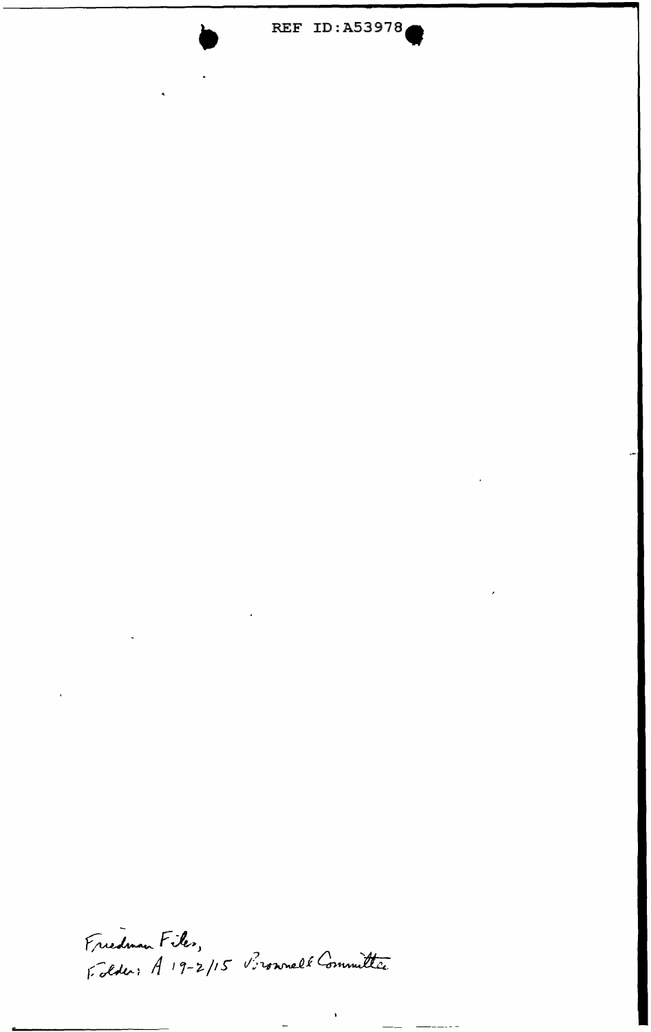REF ID:A53978

Friedman Files,
Folder: A 19-2/15 Brownell Committee